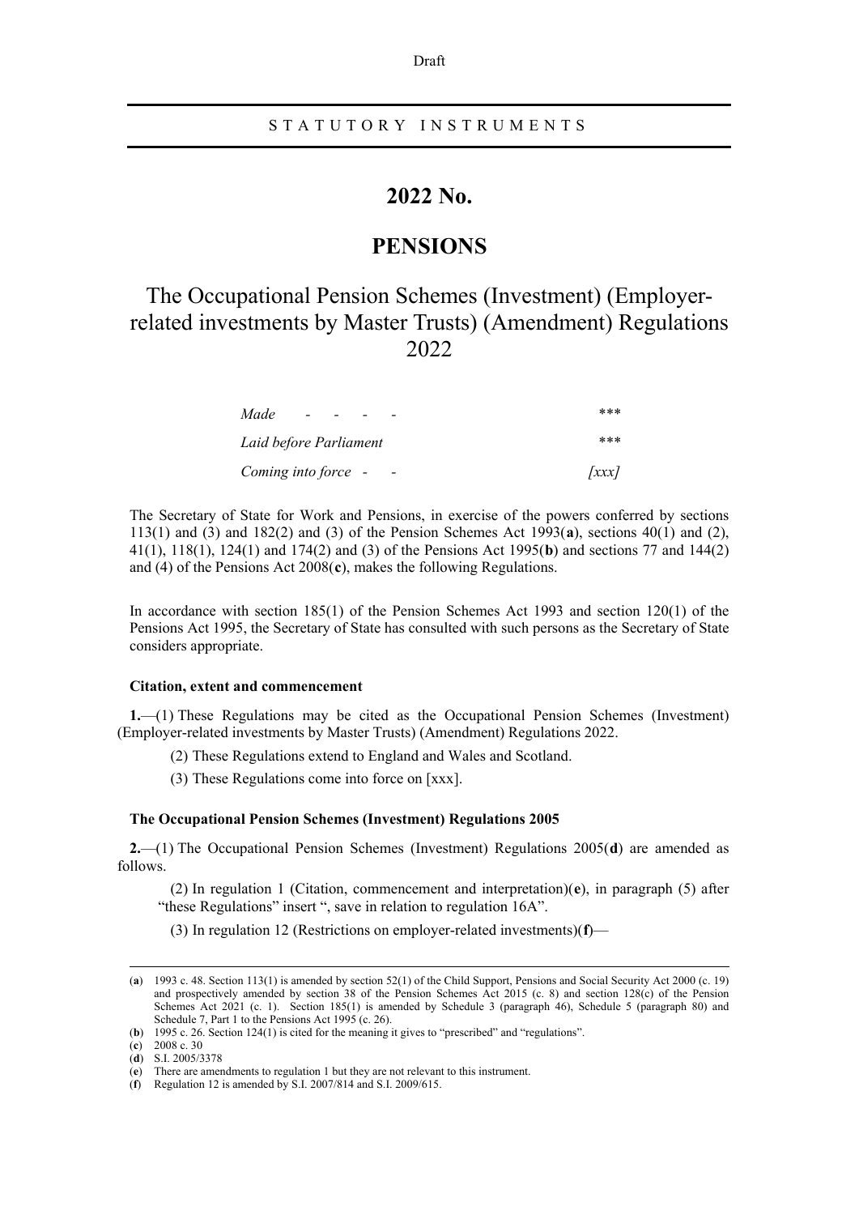Draft

STATUTORY INSTRUMENTS

# 2022 No.

# PENSIONS

## The Occupational Pension Schemes (Investment) (Employer-related investments by Master Trusts) (Amendment) Regulations 2022

| | |
|---|---|
| *Made* - - - - | \*\*\* |
| *Laid before Parliament* | \*\*\* |
| *Coming into force* - - | *[xxx]* |

The Secretary of State for Work and Pensions, in exercise of the powers conferred by sections 113(1) and (3) and 182(2) and (3) of the Pension Schemes Act 1993(**a**), sections 40(1) and (2), 41(1), 118(1), 124(1) and 174(2) and (3) of the Pensions Act 1995(**b**) and sections 77 and 144(2) and (4) of the Pensions Act 2008(**c**), makes the following Regulations.

In accordance with section 185(1) of the Pension Schemes Act 1993 and section 120(1) of the Pensions Act 1995, the Secretary of State has consulted with such persons as the Secretary of State considers appropriate.

**Citation, extent and commencement**

**1.**—(1) These Regulations may be cited as the Occupational Pension Schemes (Investment) (Employer-related investments by Master Trusts) (Amendment) Regulations 2022.

(2) These Regulations extend to England and Wales and Scotland.

(3) These Regulations come into force on [xxx].

**The Occupational Pension Schemes (Investment) Regulations 2005**

**2.**—(1) The Occupational Pension Schemes (Investment) Regulations 2005(**d**) are amended as follows.

(2) In regulation 1 (Citation, commencement and interpretation)(**e**), in paragraph (5) after "these Regulations" insert ", save in relation to regulation 16A".

(3) In regulation 12 (Restrictions on employer-related investments)(**f**)—

---

(**a**) 1993 c. 48. Section 113(1) is amended by section 52(1) of the Child Support, Pensions and Social Security Act 2000 (c. 19) and prospectively amended by section 38 of the Pension Schemes Act 2015 (c. 8) and section 128(c) of the Pension Schemes Act 2021 (c. 1). Section 185(1) is amended by Schedule 3 (paragraph 46), Schedule 5 (paragraph 80) and Schedule 7, Part 1 to the Pensions Act 1995 (c. 26).

(**b**) 1995 c. 26. Section 124(1) is cited for the meaning it gives to "prescribed" and "regulations".

(**c**) 2008 c. 30

(**d**) S.I. 2005/3378

(**e**) There are amendments to regulation 1 but they are not relevant to this instrument.

(**f**) Regulation 12 is amended by S.I. 2007/814 and S.I. 2009/615.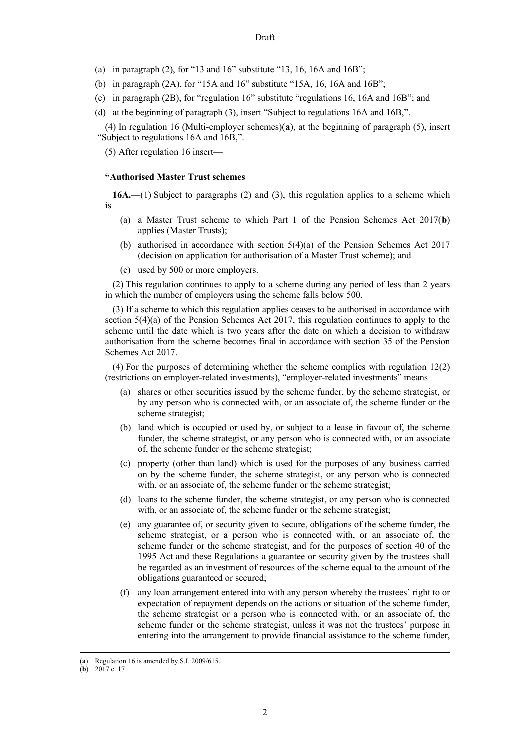Draft

(a) in paragraph (2), for "13 and 16" substitute "13, 16, 16A and 16B";

(b) in paragraph (2A), for "15A and 16" substitute "15A, 16, 16A and 16B";

(c) in paragraph (2B), for "regulation 16" substitute "regulations 16, 16A and 16B"; and

(d) at the beginning of paragraph (3), insert "Subject to regulations 16A and 16B,".

(4) In regulation 16 (Multi-employer schemes)(**a**), at the beginning of paragraph (5), insert "Subject to regulations 16A and 16B,".

(5) After regulation 16 insert—

**"Authorised Master Trust schemes**

**16A.**—(1) Subject to paragraphs (2) and (3), this regulation applies to a scheme which is—

(a) a Master Trust scheme to which Part 1 of the Pension Schemes Act 2017(**b**) applies (Master Trusts);

(b) authorised in accordance with section 5(4)(a) of the Pension Schemes Act 2017 (decision on application for authorisation of a Master Trust scheme); and

(c) used by 500 or more employers.

(2) This regulation continues to apply to a scheme during any period of less than 2 years in which the number of employers using the scheme falls below 500.

(3) If a scheme to which this regulation applies ceases to be authorised in accordance with section 5(4)(a) of the Pension Schemes Act 2017, this regulation continues to apply to the scheme until the date which is two years after the date on which a decision to withdraw authorisation from the scheme becomes final in accordance with section 35 of the Pension Schemes Act 2017.

(4) For the purposes of determining whether the scheme complies with regulation 12(2) (restrictions on employer-related investments), "employer-related investments" means—

(a) shares or other securities issued by the scheme funder, by the scheme strategist, or by any person who is connected with, or an associate of, the scheme funder or the scheme strategist;

(b) land which is occupied or used by, or subject to a lease in favour of, the scheme funder, the scheme strategist, or any person who is connected with, or an associate of, the scheme funder or the scheme strategist;

(c) property (other than land) which is used for the purposes of any business carried on by the scheme funder, the scheme strategist, or any person who is connected with, or an associate of, the scheme funder or the scheme strategist;

(d) loans to the scheme funder, the scheme strategist, or any person who is connected with, or an associate of, the scheme funder or the scheme strategist;

(e) any guarantee of, or security given to secure, obligations of the scheme funder, the scheme strategist, or a person who is connected with, or an associate of, the scheme funder or the scheme strategist, and for the purposes of section 40 of the 1995 Act and these Regulations a guarantee or security given by the trustees shall be regarded as an investment of resources of the scheme equal to the amount of the obligations guaranteed or secured;

(f) any loan arrangement entered into with any person whereby the trustees' right to or expectation of repayment depends on the actions or situation of the scheme funder, the scheme strategist or a person who is connected with, or an associate of, the scheme funder or the scheme strategist, unless it was not the trustees' purpose in entering into the arrangement to provide financial assistance to the scheme funder,

---

(**a**) Regulation 16 is amended by S.I. 2009/615.

(**b**) 2017 c. 17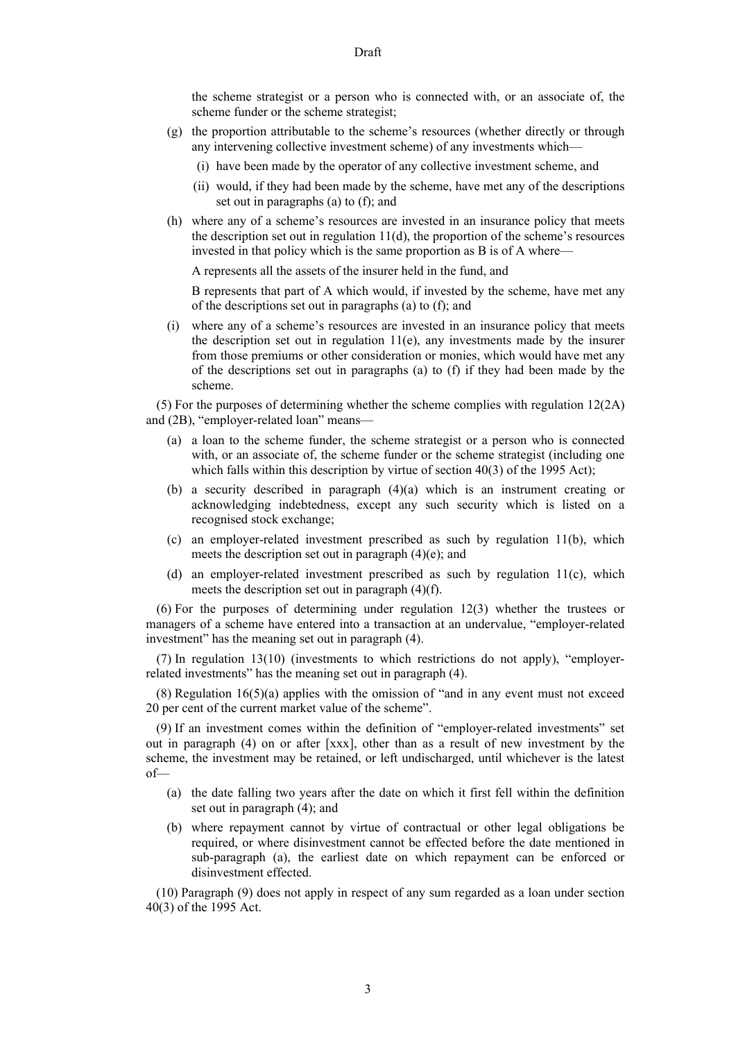the scheme strategist or a person who is connected with, or an associate of, the scheme funder or the scheme strategist;

(g) the proportion attributable to the scheme's resources (whether directly or through any intervening collective investment scheme) of any investments which—

(i) have been made by the operator of any collective investment scheme, and

(ii) would, if they had been made by the scheme, have met any of the descriptions set out in paragraphs (a) to (f); and

(h) where any of a scheme's resources are invested in an insurance policy that meets the description set out in regulation 11(d), the proportion of the scheme's resources invested in that policy which is the same proportion as B is of A where—

A represents all the assets of the insurer held in the fund, and

B represents that part of A which would, if invested by the scheme, have met any of the descriptions set out in paragraphs (a) to (f); and

(i) where any of a scheme's resources are invested in an insurance policy that meets the description set out in regulation 11(e), any investments made by the insurer from those premiums or other consideration or monies, which would have met any of the descriptions set out in paragraphs (a) to (f) if they had been made by the scheme.

(5) For the purposes of determining whether the scheme complies with regulation 12(2A) and (2B), "employer-related loan" means—

(a) a loan to the scheme funder, the scheme strategist or a person who is connected with, or an associate of, the scheme funder or the scheme strategist (including one which falls within this description by virtue of section 40(3) of the 1995 Act);

(b) a security described in paragraph (4)(a) which is an instrument creating or acknowledging indebtedness, except any such security which is listed on a recognised stock exchange;

(c) an employer-related investment prescribed as such by regulation 11(b), which meets the description set out in paragraph (4)(e); and

(d) an employer-related investment prescribed as such by regulation 11(c), which meets the description set out in paragraph (4)(f).

(6) For the purposes of determining under regulation 12(3) whether the trustees or managers of a scheme have entered into a transaction at an undervalue, "employer-related investment" has the meaning set out in paragraph (4).

(7) In regulation 13(10) (investments to which restrictions do not apply), "employer-related investments" has the meaning set out in paragraph (4).

(8) Regulation 16(5)(a) applies with the omission of "and in any event must not exceed 20 per cent of the current market value of the scheme".

(9) If an investment comes within the definition of "employer-related investments" set out in paragraph (4) on or after [xxx], other than as a result of new investment by the scheme, the investment may be retained, or left undischarged, until whichever is the latest of—

(a) the date falling two years after the date on which it first fell within the definition set out in paragraph (4); and

(b) where repayment cannot by virtue of contractual or other legal obligations be required, or where disinvestment cannot be effected before the date mentioned in sub-paragraph (a), the earliest date on which repayment can be enforced or disinvestment effected.

(10) Paragraph (9) does not apply in respect of any sum regarded as a loan under section 40(3) of the 1995 Act.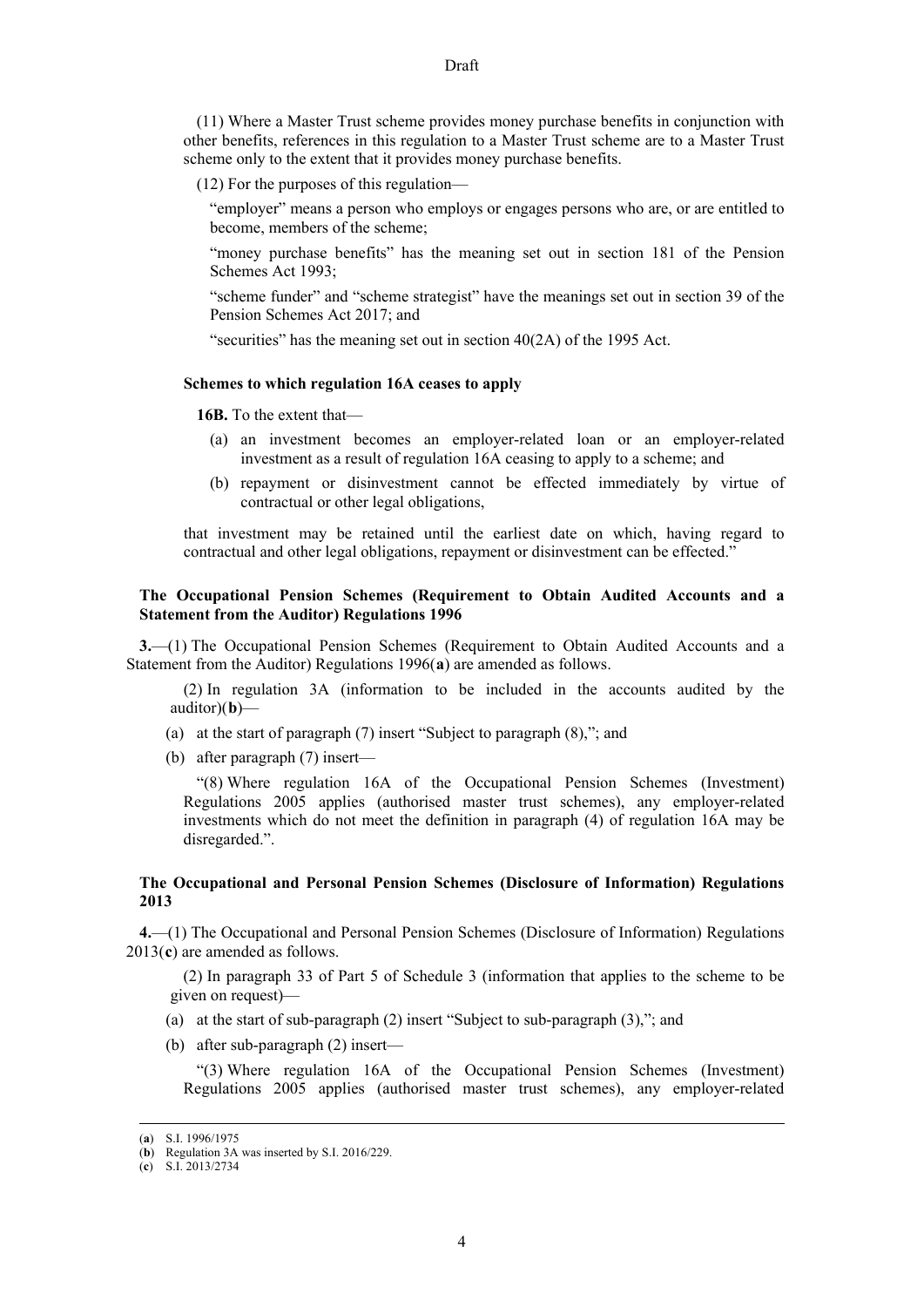(11) Where a Master Trust scheme provides money purchase benefits in conjunction with other benefits, references in this regulation to a Master Trust scheme are to a Master Trust scheme only to the extent that it provides money purchase benefits.

(12) For the purposes of this regulation—

"employer" means a person who employs or engages persons who are, or are entitled to become, members of the scheme;

"money purchase benefits" has the meaning set out in section 181 of the Pension Schemes Act 1993;

"scheme funder" and "scheme strategist" have the meanings set out in section 39 of the Pension Schemes Act 2017; and

"securities" has the meaning set out in section 40(2A) of the 1995 Act.

**Schemes to which regulation 16A ceases to apply**

**16B.** To the extent that—

(a) an investment becomes an employer-related loan or an employer-related investment as a result of regulation 16A ceasing to apply to a scheme; and

(b) repayment or disinvestment cannot be effected immediately by virtue of contractual or other legal obligations,

that investment may be retained until the earliest date on which, having regard to contractual and other legal obligations, repayment or disinvestment can be effected."

**The Occupational Pension Schemes (Requirement to Obtain Audited Accounts and a Statement from the Auditor) Regulations 1996**

**3.**—(1) The Occupational Pension Schemes (Requirement to Obtain Audited Accounts and a Statement from the Auditor) Regulations 1996(**a**) are amended as follows.

(2) In regulation 3A (information to be included in the accounts audited by the auditor)(**b**)—

(a) at the start of paragraph (7) insert "Subject to paragraph (8),"; and

(b) after paragraph (7) insert—

"(8) Where regulation 16A of the Occupational Pension Schemes (Investment) Regulations 2005 applies (authorised master trust schemes), any employer-related investments which do not meet the definition in paragraph (4) of regulation 16A may be disregarded.".

**The Occupational and Personal Pension Schemes (Disclosure of Information) Regulations 2013**

**4.**—(1) The Occupational and Personal Pension Schemes (Disclosure of Information) Regulations 2013(**c**) are amended as follows.

(2) In paragraph 33 of Part 5 of Schedule 3 (information that applies to the scheme to be given on request)—

(a) at the start of sub-paragraph (2) insert "Subject to sub-paragraph (3),"; and

(b) after sub-paragraph (2) insert—

"(3) Where regulation 16A of the Occupational Pension Schemes (Investment) Regulations 2005 applies (authorised master trust schemes), any employer-related

---

(**a**) S.I. 1996/1975

(**b**) Regulation 3A was inserted by S.I. 2016/229.

(**c**) S.I. 2013/2734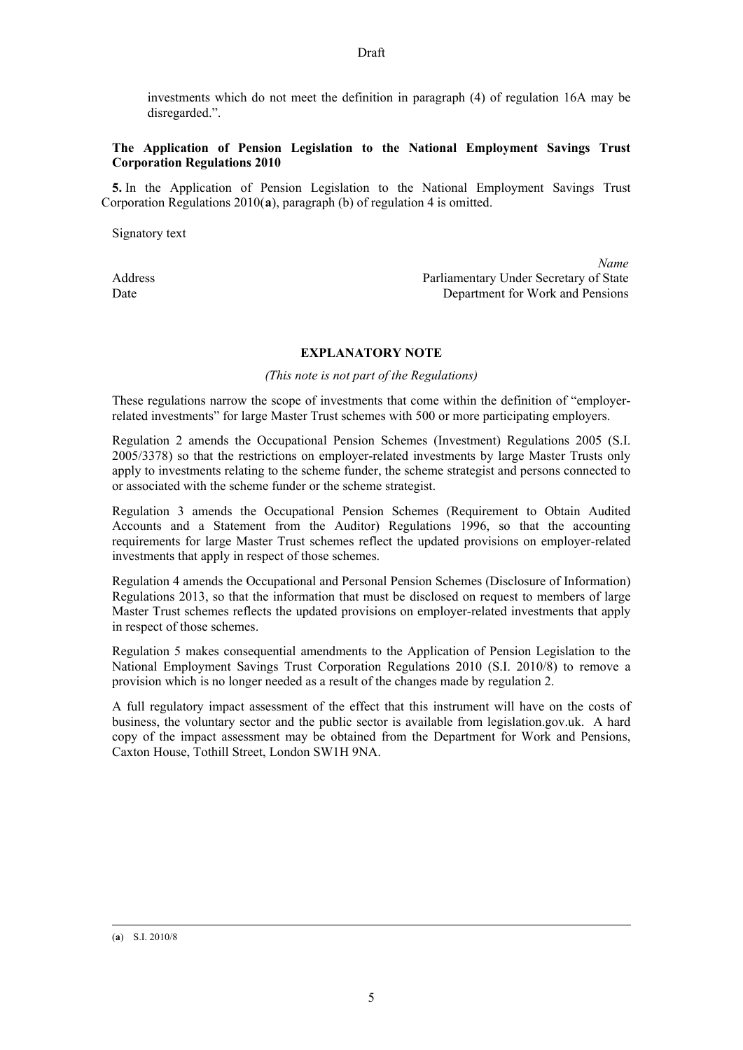investments which do not meet the definition in paragraph (4) of regulation 16A may be disregarded.".

**The Application of Pension Legislation to the National Employment Savings Trust Corporation Regulations 2010**

**5.** In the Application of Pension Legislation to the National Employment Savings Trust Corporation Regulations 2010(**a**), paragraph (b) of regulation 4 is omitted.

Signatory text

*Name*
Address — Parliamentary Under Secretary of State
Date — Department for Work and Pensions

## EXPLANATORY NOTE

*(This note is not part of the Regulations)*

These regulations narrow the scope of investments that come within the definition of "employer-related investments" for large Master Trust schemes with 500 or more participating employers.

Regulation 2 amends the Occupational Pension Schemes (Investment) Regulations 2005 (S.I. 2005/3378) so that the restrictions on employer-related investments by large Master Trusts only apply to investments relating to the scheme funder, the scheme strategist and persons connected to or associated with the scheme funder or the scheme strategist.

Regulation 3 amends the Occupational Pension Schemes (Requirement to Obtain Audited Accounts and a Statement from the Auditor) Regulations 1996, so that the accounting requirements for large Master Trust schemes reflect the updated provisions on employer-related investments that apply in respect of those schemes.

Regulation 4 amends the Occupational and Personal Pension Schemes (Disclosure of Information) Regulations 2013, so that the information that must be disclosed on request to members of large Master Trust schemes reflects the updated provisions on employer-related investments that apply in respect of those schemes.

Regulation 5 makes consequential amendments to the Application of Pension Legislation to the National Employment Savings Trust Corporation Regulations 2010 (S.I. 2010/8) to remove a provision which is no longer needed as a result of the changes made by regulation 2.

A full regulatory impact assessment of the effect that this instrument will have on the costs of business, the voluntary sector and the public sector is available from legislation.gov.uk. A hard copy of the impact assessment may be obtained from the Department for Work and Pensions, Caxton House, Tothill Street, London SW1H 9NA.

---

(**a**) S.I. 2010/8